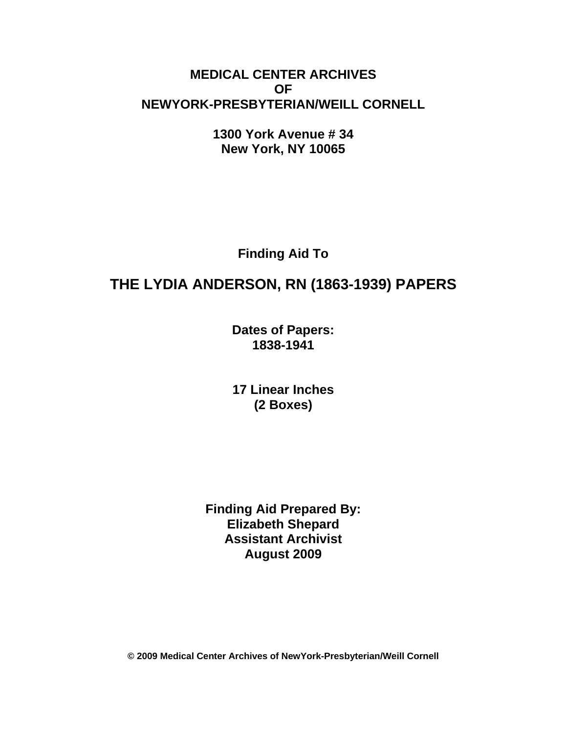**MEDICAL CENTER ARCHIVES**
**OF**
**NEWYORK-PRESBYTERIAN/WEILL CORNELL**

**1300 York Avenue # 34**
**New York, NY 10065**

**Finding Aid To**

# THE LYDIA ANDERSON, RN (1863-1939) PAPERS

**Dates of Papers:**
**1838-1941**

**17 Linear Inches**
**(2 Boxes)**

**Finding Aid Prepared By:**
**Elizabeth Shepard**
**Assistant Archivist**
**August 2009**

**© 2009 Medical Center Archives of NewYork-Presbyterian/Weill Cornell**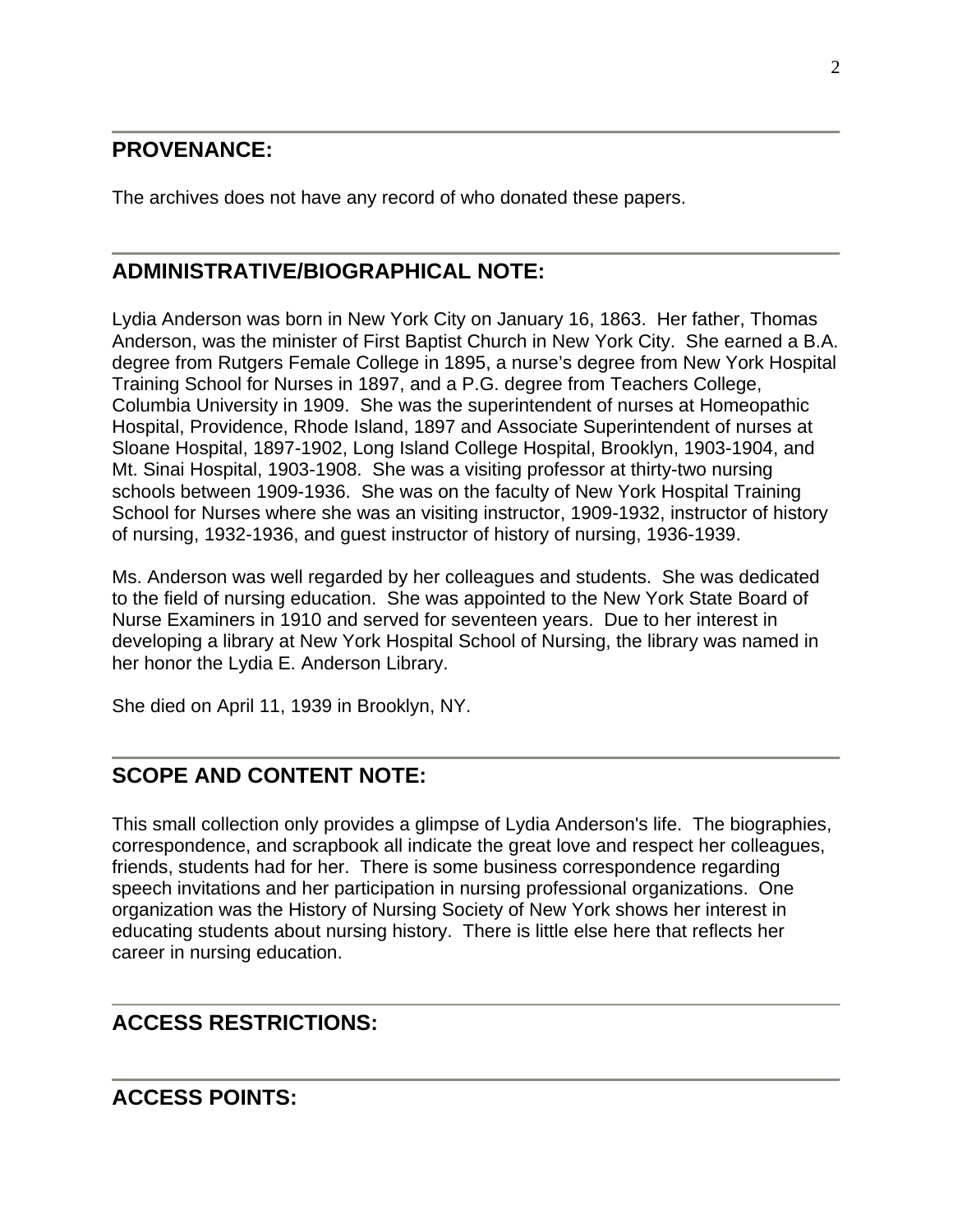## PROVENANCE:

The archives does not have any record of who donated these papers.

## ADMINISTRATIVE/BIOGRAPHICAL NOTE:

Lydia Anderson was born in New York City on January 16, 1863. Her father, Thomas Anderson, was the minister of First Baptist Church in New York City. She earned a B.A. degree from Rutgers Female College in 1895, a nurse's degree from New York Hospital Training School for Nurses in 1897, and a P.G. degree from Teachers College, Columbia University in 1909. She was the superintendent of nurses at Homeopathic Hospital, Providence, Rhode Island, 1897 and Associate Superintendent of nurses at Sloane Hospital, 1897-1902, Long Island College Hospital, Brooklyn, 1903-1904, and Mt. Sinai Hospital, 1903-1908. She was a visiting professor at thirty-two nursing schools between 1909-1936. She was on the faculty of New York Hospital Training School for Nurses where she was an visiting instructor, 1909-1932, instructor of history of nursing, 1932-1936, and guest instructor of history of nursing, 1936-1939.

Ms. Anderson was well regarded by her colleagues and students. She was dedicated to the field of nursing education. She was appointed to the New York State Board of Nurse Examiners in 1910 and served for seventeen years. Due to her interest in developing a library at New York Hospital School of Nursing, the library was named in her honor the Lydia E. Anderson Library.

She died on April 11, 1939 in Brooklyn, NY.

## SCOPE AND CONTENT NOTE:

This small collection only provides a glimpse of Lydia Anderson's life. The biographies, correspondence, and scrapbook all indicate the great love and respect her colleagues, friends, students had for her. There is some business correspondence regarding speech invitations and her participation in nursing professional organizations. One organization was the History of Nursing Society of New York shows her interest in educating students about nursing history. There is little else here that reflects her career in nursing education.

## ACCESS RESTRICTIONS:

## ACCESS POINTS: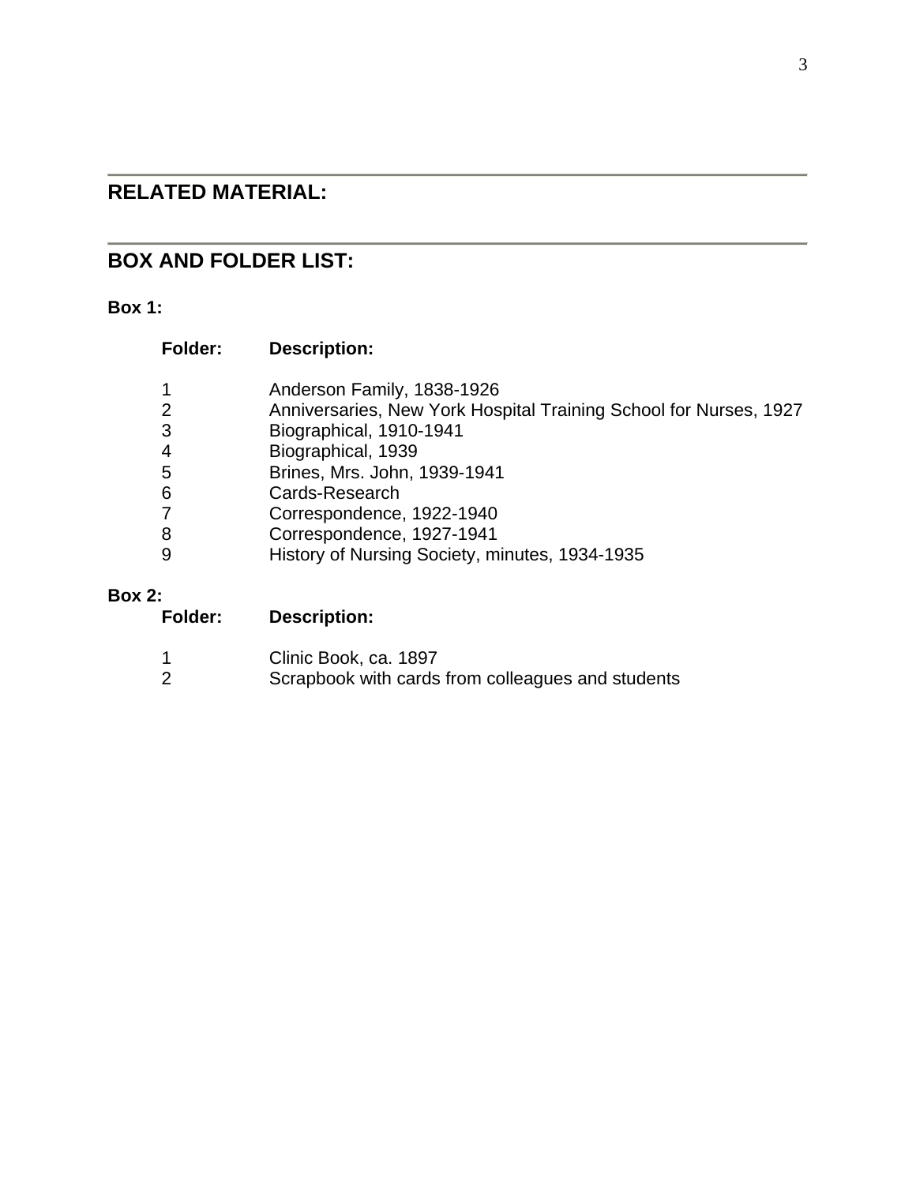## RELATED MATERIAL:

## BOX AND FOLDER LIST:

**Box 1:**

| Folder: | Description: |
|---|---|
| 1 | Anderson Family, 1838-1926 |
| 2 | Anniversaries, New York Hospital Training School for Nurses, 1927 |
| 3 | Biographical, 1910-1941 |
| 4 | Biographical, 1939 |
| 5 | Brines, Mrs. John, 1939-1941 |
| 6 | Cards-Research |
| 7 | Correspondence, 1922-1940 |
| 8 | Correspondence, 1927-1941 |
| 9 | History of Nursing Society, minutes, 1934-1935 |

**Box 2:**

| Folder: | Description: |
|---|---|
| 1 | Clinic Book, ca. 1897 |
| 2 | Scrapbook with cards from colleagues and students |